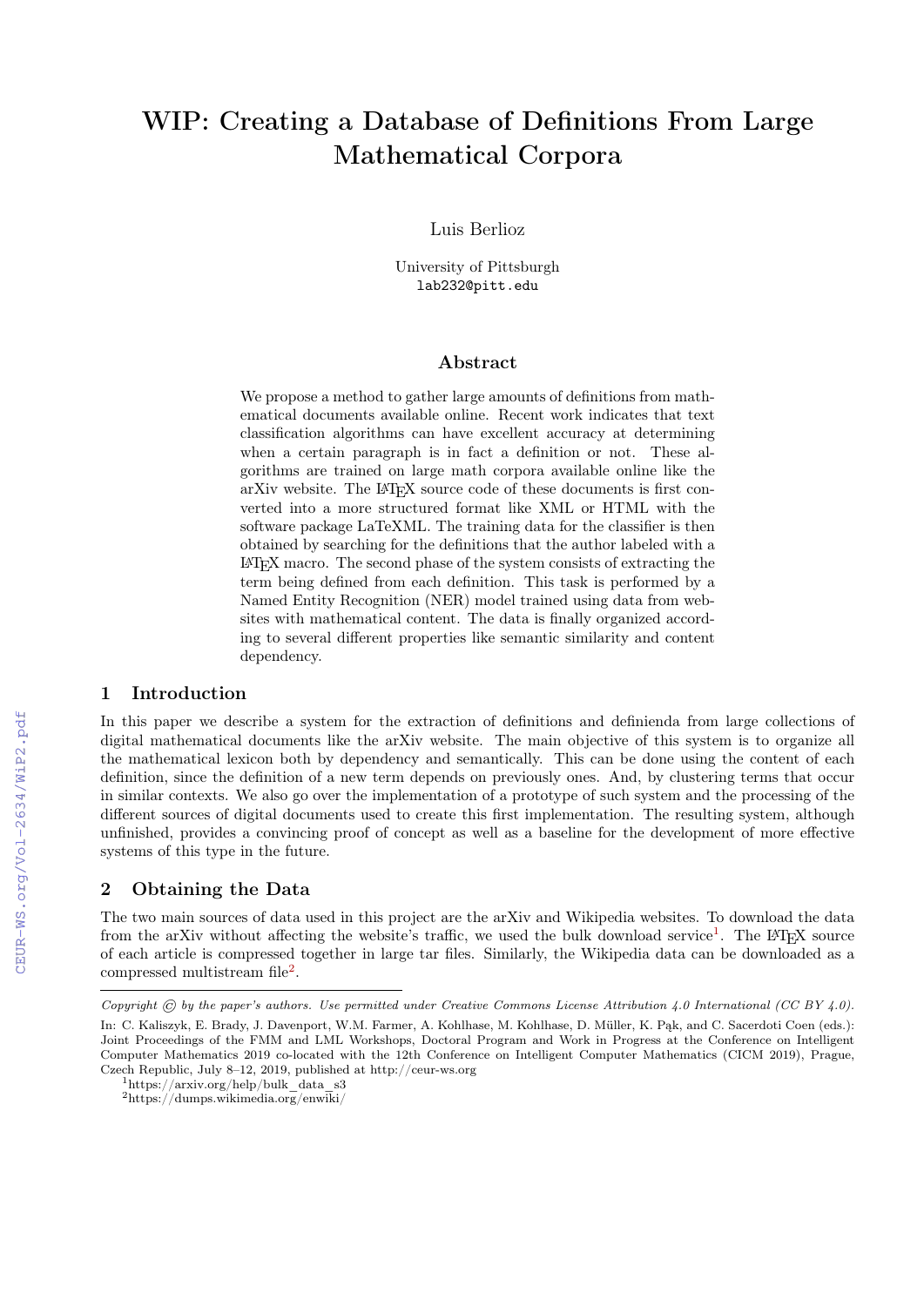# WIP: Creating a Database of Definitions From Large Mathematical Corpora

Luis Berlioz

University of Pittsburgh
lab232@pitt.edu

## Abstract

We propose a method to gather large amounts of definitions from mathematical documents available online. Recent work indicates that text classification algorithms can have excellent accuracy at determining when a certain paragraph is in fact a definition or not. These algorithms are trained on large math corpora available online like the arXiv website. The LaTeX source code of these documents is first converted into a more structured format like XML or HTML with the software package LaTeXML. The training data for the classifier is then obtained by searching for the definitions that the author labeled with a LaTeX macro. The second phase of the system consists of extracting the term being defined from each definition. This task is performed by a Named Entity Recognition (NER) model trained using data from websites with mathematical content. The data is finally organized according to several different properties like semantic similarity and content dependency.

## 1 Introduction

In this paper we describe a system for the extraction of definitions and definienda from large collections of digital mathematical documents like the arXiv website. The main objective of this system is to organize all the mathematical lexicon both by dependency and semantically. This can be done using the content of each definition, since the definition of a new term depends on previously ones. And, by clustering terms that occur in similar contexts. We also go over the implementation of a prototype of such system and the processing of the different sources of digital documents used to create this first implementation. The resulting system, although unfinished, provides a convincing proof of concept as well as a baseline for the development of more effective systems of this type in the future.

## 2 Obtaining the Data

The two main sources of data used in this project are the arXiv and Wikipedia websites. To download the data from the arXiv without affecting the website's traffic, we used the bulk download service[1]. The LaTeX source of each article is compressed together in large tar files. Similarly, the Wikipedia data can be downloaded as a compressed multistream file[2].

---

*Copyright © by the paper's authors. Use permitted under Creative Commons License Attribution 4.0 International (CC BY 4.0).*

In: C. Kaliszyk, E. Brady, J. Davenport, W.M. Farmer, A. Kohlhase, M. Kohlhase, D. Müller, K. Pąk, and C. Sacerdoti Coen (eds.): Joint Proceedings of the FMM and LML Workshops, Doctoral Program and Work in Progress at the Conference on Intelligent Computer Mathematics 2019 co-located with the 12th Conference on Intelligent Computer Mathematics (CICM 2019), Prague, Czech Republic, July 8–12, 2019, published at http://ceur-ws.org

[1] https://arxiv.org/help/bulk_data_s3

[2] https://dumps.wikimedia.org/enwiki/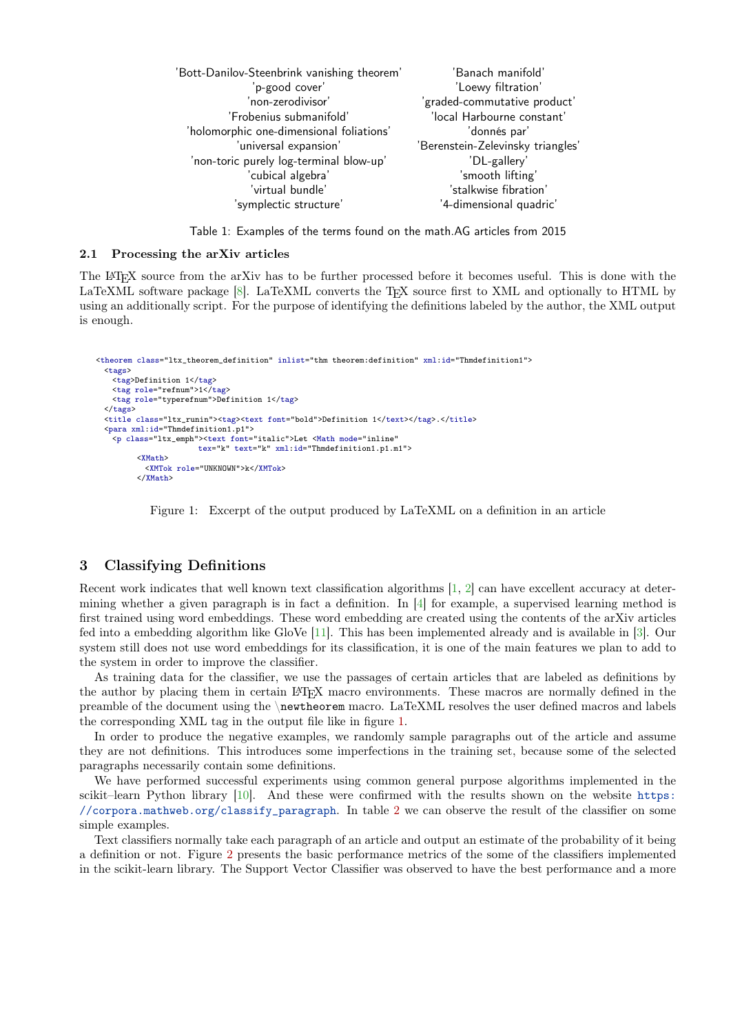| | |
|---|---|
| 'Bott-Danilov-Steenbrink vanishing theorem' | 'Banach manifold' |
| 'p-good cover' | 'Loewy filtration' |
| 'non-zerodivisor' | 'graded-commutative product' |
| 'Frobenius submanifold' | 'local Harbourne constant' |
| 'holomorphic one-dimensional foliations' | 'donnés par' |
| 'universal expansion' | 'Berenstein-Zelevinsky triangles' |
| 'non-toric purely log-terminal blow-up' | 'DL-gallery' |
| 'cubical algebra' | 'smooth lifting' |
| 'virtual bundle' | 'stalkwise fibration' |
| 'symplectic structure' | '4-dimensional quadric' |

Table 1: Examples of the terms found on the math.AG articles from 2015

### 2.1 Processing the arXiv articles

The LaTeX source from the arXiv has to be further processed before it becomes useful. This is done with the LaTeXML software package [8]. LaTeXML converts the TeX source first to XML and optionally to HTML by using an additionally script. For the purpose of identifying the definitions labeled by the author, the XML output is enough.

```
<theorem class="ltx_theorem_definition" inlist="thm theorem:definition" xml:id="Thmdefinition1">
  <tags>
    <tag>Definition 1</tag>
    <tag role="refnum">1</tag>
    <tag role="typerefnum">Definition 1</tag>
  </tags>
  <title class="ltx_runin"><tag><text font="bold">Definition 1</text></tag>.</title>
  <para xml:id="Thmdefinition1.p1">
    <p class="ltx_emph"><text font="italic">Let <Math mode="inline"
                      tex="k" text="k" xml:id="Thmdefinition1.p1.m1">
          <XMath>
            <XMTok role="UNKNOWN">k</XMTok>
          </XMath>
```

Figure 1: Excerpt of the output produced by LaTeXML on a definition in an article

## 3 Classifying Definitions

Recent work indicates that well known text classification algorithms [1, 2] can have excellent accuracy at determining whether a given paragraph is in fact a definition. In [4] for example, a supervised learning method is first trained using word embeddings. These word embedding are created using the contents of the arXiv articles fed into a embedding algorithm like GloVe [11]. This has been implemented already and is available in [3]. Our system still does not use word embeddings for its classification, it is one of the main features we plan to add to the system in order to improve the classifier.

As training data for the classifier, we use the passages of certain articles that are labeled as definitions by the author by placing them in certain LaTeX macro environments. These macros are normally defined in the preamble of the document using the `\newtheorem` macro. LaTeXML resolves the user defined macros and labels the corresponding XML tag in the output file like in figure 1.

In order to produce the negative examples, we randomly sample paragraphs out of the article and assume they are not definitions. This introduces some imperfections in the training set, because some of the selected paragraphs necessarily contain some definitions.

We have performed successful experiments using common general purpose algorithms implemented in the scikit–learn Python library [10]. And these were confirmed with the results shown on the website https://corpora.mathweb.org/classify_paragraph. In table 2 we can observe the result of the classifier on some simple examples.

Text classifiers normally take each paragraph of an article and output an estimate of the probability of it being a definition or not. Figure 2 presents the basic performance metrics of the some of the classifiers implemented in the scikit-learn library. The Support Vector Classifier was observed to have the best performance and a more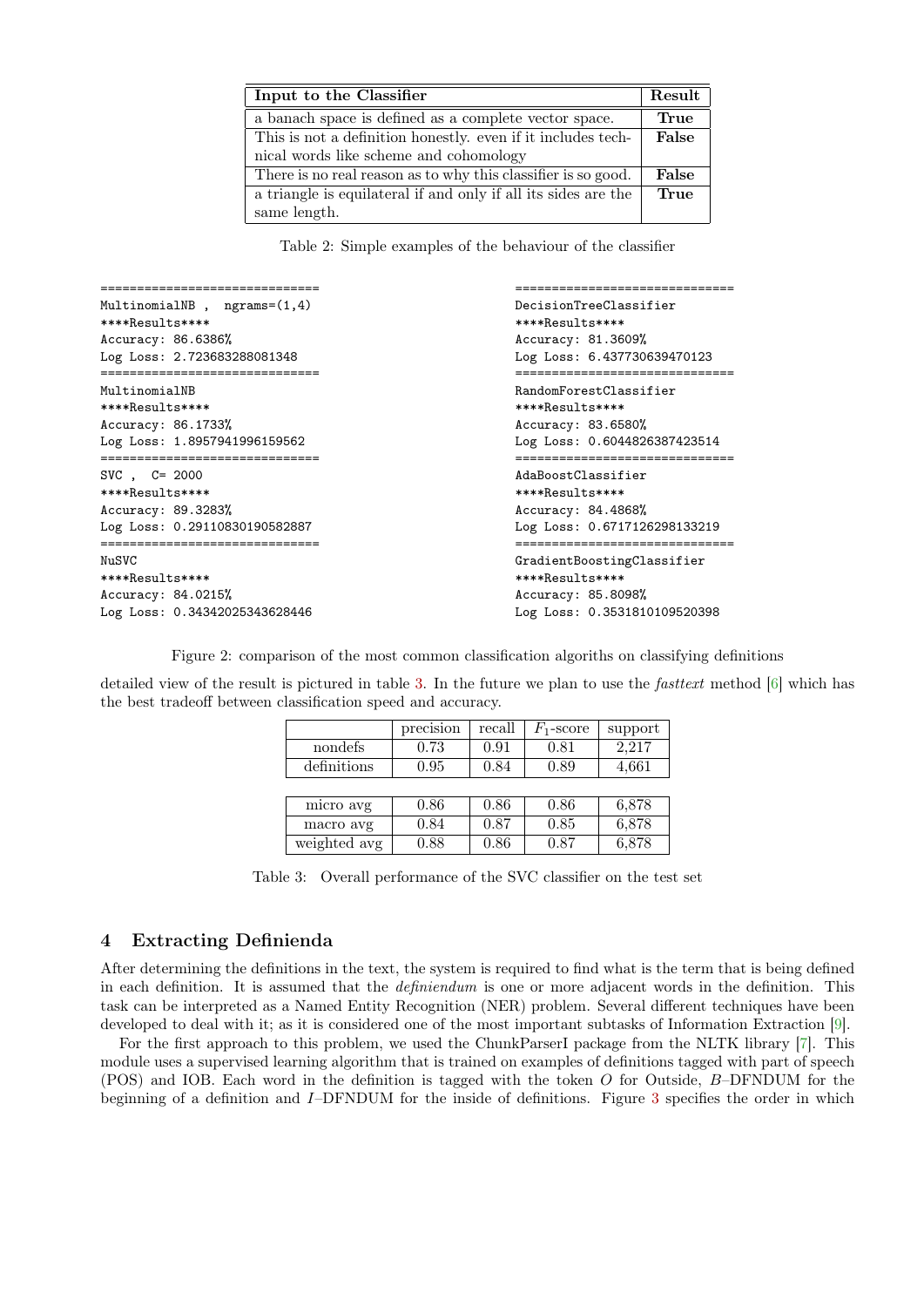| Input to the Classifier | Result |
|---|---|
| a banach space is defined as a complete vector space. | **True** |
| This is not a definition honestly. even if it includes technical words like scheme and cohomology | **False** |
| There is no real reason as to why this classifier is so good. | **False** |
| a triangle is equilateral if and only if all its sides are the same length. | **True** |

Table 2: Simple examples of the behaviour of the classifier

```
=============================
MultinomialNB ,  ngrams=(1,4)
****Results****
Accuracy: 86.6386%
Log Loss: 2.723683288081348
=============================
MultinomialNB
****Results****
Accuracy: 86.1733%
Log Loss: 1.8957941996159562
=============================
SVC ,  C= 2000
****Results****
Accuracy: 89.3283%
Log Loss: 0.29110830190582887
=============================
NuSVC
****Results****
Accuracy: 84.0215%
Log Loss: 0.34342025343628446
```

```
=============================
DecisionTreeClassifier
****Results****
Accuracy: 81.3609%
Log Loss: 6.437730639470123
=============================
RandomForestClassifier
****Results****
Accuracy: 83.6580%
Log Loss: 0.6044826387423514
=============================
AdaBoostClassifier
****Results****
Accuracy: 84.4868%
Log Loss: 0.6717126298133219
=============================
GradientBoostingClassifier
****Results****
Accuracy: 85.8098%
Log Loss: 0.3531810109520398
```

Figure 2: comparison of the most common classification algoriths on classifying definitions

detailed view of the result is pictured in table 3. In the future we plan to use the *fasttext* method [6] which has the best tradeoff between classification speed and accuracy.

| | precision | recall | $F_1$-score | support |
|---|---|---|---|---|
| nondefs | 0.73 | 0.91 | 0.81 | 2,217 |
| definitions | 0.95 | 0.84 | 0.89 | 4,661 |
| | | | | |
| micro avg | 0.86 | 0.86 | 0.86 | 6,878 |
| macro avg | 0.84 | 0.87 | 0.85 | 6,878 |
| weighted avg | 0.88 | 0.86 | 0.87 | 6,878 |

Table 3: Overall performance of the SVC classifier on the test set

## 4 Extracting Definienda

After determining the definitions in the text, the system is required to find what is the term that is being defined in each definition. It is assumed that the *definiendum* is one or more adjacent words in the definition. This task can be interpreted as a Named Entity Recognition (NER) problem. Several different techniques have been developed to deal with it; as it is considered one of the most important subtasks of Information Extraction [9].

For the first approach to this problem, we used the ChunkParserI package from the NLTK library [7]. This module uses a supervised learning algorithm that is trained on examples of definitions tagged with part of speech (POS) and IOB. Each word in the definition is tagged with the token *O* for Outside, *B*–DFNDUM for the beginning of a definition and *I*–DFNDUM for the inside of definitions. Figure 3 specifies the order in which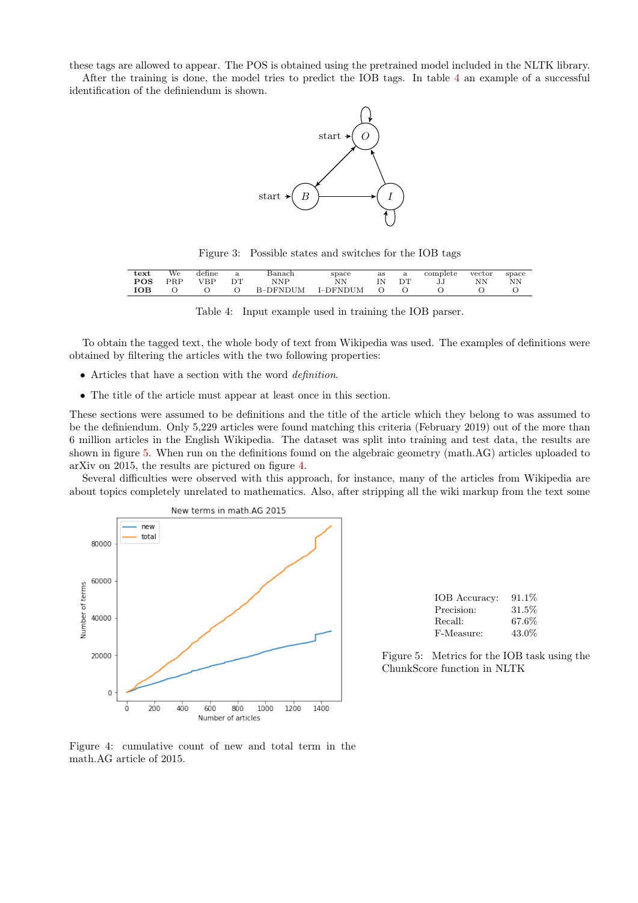these tags are allowed to appear. The POS is obtained using the pretrained model included in the NLTK library.

After the training is done, the model tries to predict the IOB tags. In table 4 an example of a successful identification of the definiendum is shown.

Figure 3: Possible states and switches for the IOB tags

| text | We | define | a | Banach | space | as | a | complete | vector | space |
|---|---|---|---|---|---|---|---|---|---|---|
| POS | PRP | VBP | DT | NNP | NN | IN | DT | JJ | NN | NN |
| IOB | O | O | O | B–DFNDUM | I–DFNDUM | O | O | O | O | O |

Table 4: Input example used in training the IOB parser.

To obtain the tagged text, the whole body of text from Wikipedia was used. The examples of definitions were obtained by filtering the articles with the two following properties:

- Articles that have a section with the word *definition*.
- The title of the article must appear at least once in this section.

These sections were assumed to be definitions and the title of the article which they belong to was assumed to be the definiendum. Only 5,229 articles were found matching this criteria (February 2019) out of the more than 6 million articles in the English Wikipedia. The dataset was split into training and test data, the results are shown in figure 5. When run on the definitions found on the algebraic geometry (math.AG) articles uploaded to arXiv on 2015, the results are pictured on figure 4.

Several difficulties were observed with this approach, for instance, many of the articles from Wikipedia are about topics completely unrelated to mathematics. Also, after stripping all the wiki markup from the text some

Figure 4: cumulative count of new and total term in the math.AG article of 2015.

| | |
|---|---|
| IOB Accuracy: | 91.1% |
| Precision: | 31.5% |
| Recall: | 67.6% |
| F-Measure: | 43.0% |

Figure 5: Metrics for the IOB task using the ChunkScore function in NLTK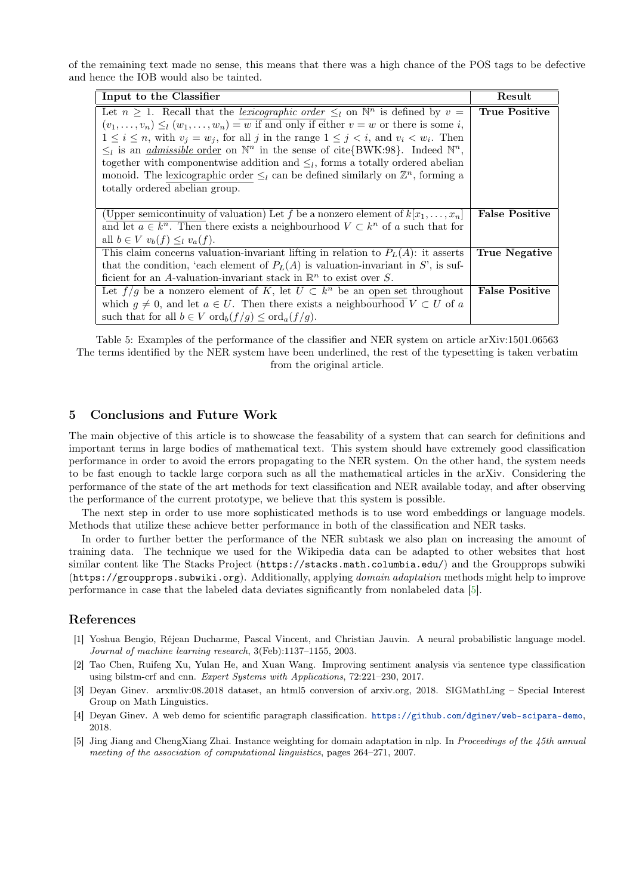of the remaining text made no sense, this means that there was a high chance of the POS tags to be defective and hence the IOB would also be tainted.

| Input to the Classifier | Result |
|---|---|
| Let $n \geq 1$. Recall that the *lexicographic order* $\leq_l$ on $\mathbb{N}^n$ is defined by $v = (v_1, \ldots, v_n) \leq_l (w_1, \ldots, w_n) = w$ if and only if either $v = w$ or there is some $i$, $1 \leq i \leq n$, with $v_j = w_j$, for all $j$ in the range $1 \leq j < i$, and $v_i < w_i$. Then $\leq_l$ is an *admissible* order on $\mathbb{N}^n$ in the sense of cite{BWK:98}. Indeed $\mathbb{N}^n$, together with componentwise addition and $\leq_l$, forms a totally ordered abelian monoid. The lexicographic order $\leq_l$ can be defined similarly on $\mathbb{Z}^n$, forming a totally ordered abelian group. | **True Positive** |
| (Upper semicontinuity of valuation) Let $f$ be a nonzero element of $k[x_1, \ldots, x_n]$ and let $a \in k^n$. Then there exists a neighbourhood $V \subset k^n$ of $a$ such that for all $b \in V$ $v_b(f) \leq_l v_a(f)$. | **False Positive** |
| This claim concerns valuation-invariant lifting in relation to $P_L(A)$: it asserts that the condition, 'each element of $P_L(A)$ is valuation-invariant in $S$', is sufficient for an $A$-valuation-invariant stack in $\mathbb{R}^n$ to exist over $S$. | **True Negative** |
| Let $f/g$ be a nonzero element of $K$, let $U \subset k^n$ be an open set throughout which $g \neq 0$, and let $a \in U$. Then there exists a neighbourhood $V \subset U$ of $a$ such that for all $b \in V$ $\text{ord}_b(f/g) \leq \text{ord}_a(f/g)$. | **False Positive** |

Table 5: Examples of the performance of the classifier and NER system on article arXiv:1501.06563
The terms identified by the NER system have been underlined, the rest of the typesetting is taken verbatim from the original article.

## 5 Conclusions and Future Work

The main objective of this article is to showcase the feasability of a system that can search for definitions and important terms in large bodies of mathematical text. This system should have extremely good classification performance in order to avoid the errors propagating to the NER system. On the other hand, the system needs to be fast enough to tackle large corpora such as all the mathematical articles in the arXiv. Considering the performance of the state of the art methods for text classification and NER available today, and after observing the performance of the current prototype, we believe that this system is possible.

The next step in order to use more sophisticated methods is to use word embeddings or language models. Methods that utilize these achieve better performance in both of the classification and NER tasks.

In order to further better the performance of the NER subtask we also plan on increasing the amount of training data. The technique we used for the Wikipedia data can be adapted to other websites that host similar content like The Stacks Project (`https://stacks.math.columbia.edu/`) and the Groupprops subwiki (`https://groupprops.subwiki.org`). Additionally, applying *domain adaptation* methods might help to improve performance in case that the labeled data deviates significantly from nonlabeled data [5].

## References

[1] Yoshua Bengio, Réjean Ducharme, Pascal Vincent, and Christian Jauvin. A neural probabilistic language model. *Journal of machine learning research*, 3(Feb):1137–1155, 2003.

[2] Tao Chen, Ruifeng Xu, Yulan He, and Xuan Wang. Improving sentiment analysis via sentence type classification using bilstm-crf and cnn. *Expert Systems with Applications*, 72:221–230, 2017.

[3] Deyan Ginev. arxmliv:08.2018 dataset, an html5 conversion of arxiv.org, 2018. SIGMathLing – Special Interest Group on Math Linguistics.

[4] Deyan Ginev. A web demo for scientific paragraph classification. https://github.com/dginev/web-scipara-demo, 2018.

[5] Jing Jiang and ChengXiang Zhai. Instance weighting for domain adaptation in nlp. In *Proceedings of the 45th annual meeting of the association of computational linguistics*, pages 264–271, 2007.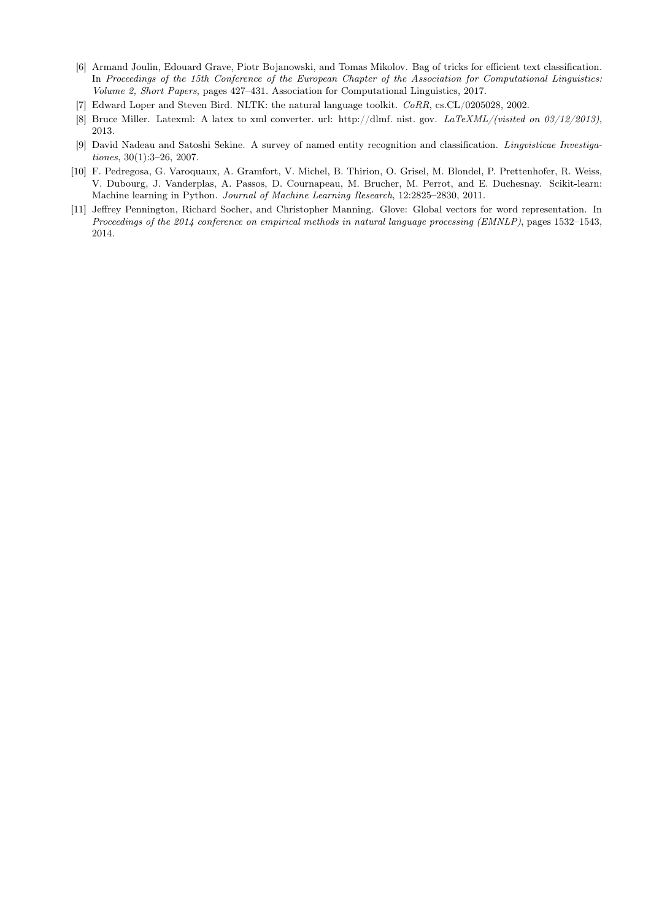[6] Armand Joulin, Edouard Grave, Piotr Bojanowski, and Tomas Mikolov. Bag of tricks for efficient text classification. In *Proceedings of the 15th Conference of the European Chapter of the Association for Computational Linguistics: Volume 2, Short Papers*, pages 427–431. Association for Computational Linguistics, 2017.

[7] Edward Loper and Steven Bird. NLTK: the natural language toolkit. *CoRR*, cs.CL/0205028, 2002.

[8] Bruce Miller. Latexml: A latex to xml converter. url: http://dlmf. nist. gov. *LaTeXML/(visited on 03/12/2013)*, 2013.

[9] David Nadeau and Satoshi Sekine. A survey of named entity recognition and classification. *Lingvisticae Investigationes*, 30(1):3–26, 2007.

[10] F. Pedregosa, G. Varoquaux, A. Gramfort, V. Michel, B. Thirion, O. Grisel, M. Blondel, P. Prettenhofer, R. Weiss, V. Dubourg, J. Vanderplas, A. Passos, D. Cournapeau, M. Brucher, M. Perrot, and E. Duchesnay. Scikit-learn: Machine learning in Python. *Journal of Machine Learning Research*, 12:2825–2830, 2011.

[11] Jeffrey Pennington, Richard Socher, and Christopher Manning. Glove: Global vectors for word representation. In *Proceedings of the 2014 conference on empirical methods in natural language processing (EMNLP)*, pages 1532–1543, 2014.